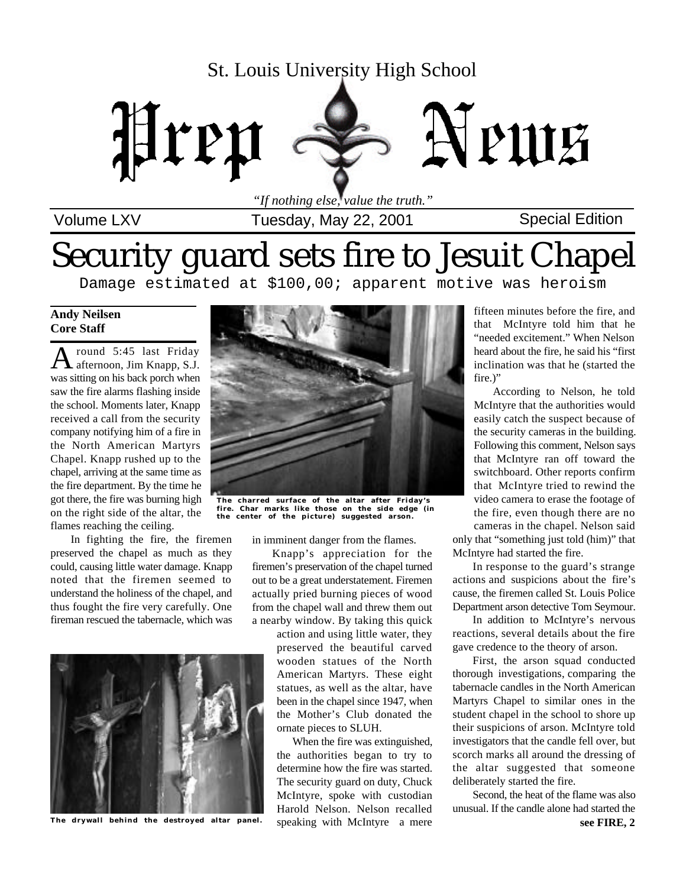St. Louis University High School

# Prep News

*"If nothing else, value the truth."*

Volume LXV | Tuesday, May 22, 2001 | Special Edition

# Security guard sets fire to Jesuit Chapel

## Damage estimated at $100,00; apparent motive was heroism

**Andy Neilsen**
**Core Staff**

Around 5:45 last Friday afternoon, Jim Knapp, S.J. was sitting on his back porch when saw the fire alarms flashing inside the school. Moments later, Knapp received a call from the security company notifying him of a fire in the North American Martyrs Chapel. Knapp rushed up to the chapel, arriving at the same time as the fire department. By the time he got there, the fire was burning high on the right side of the altar, the flames reaching the ceiling.

In fighting the fire, the firemen preserved the chapel as much as they could, causing little water damage. Knapp noted that the firemen seemed to understand the holiness of the chapel, and thus fought the fire very carefully. One fireman rescued the tabernacle, which was in imminent danger from the flames.

The charred surface of the altar after Friday's fire. Char marks like those on the side edge (in the center of the picture) suggested arson.

The drywall behind the destroyed altar panel.

Knapp's appreciation for the firemen's preservation of the chapel turned out to be a great understatement. Firemen actually pried burning pieces of wood from the chapel wall and threw them out a nearby window. By taking this quick action and using little water, they preserved the beautiful carved wooden statues of the North American Martyrs. These eight statues, as well as the altar, have been in the chapel since 1947, when the Mother's Club donated the ornate pieces to SLUH.

When the fire was extinguished, the authorities began to try to determine how the fire was started. The security guard on duty, Chuck McIntyre, spoke with custodian Harold Nelson. Nelson recalled speaking with McIntyre a mere fifteen minutes before the fire, and that McIntyre told him that he "needed excitement." When Nelson heard about the fire, he said his "first inclination was that he (started the fire.)"

According to Nelson, he told McIntyre that the authorities would easily catch the suspect because of the security cameras in the building. Following this comment, Nelson says that McIntyre ran off toward the switchboard. Other reports confirm that McIntyre tried to rewind the video camera to erase the footage of the fire, even though there are no cameras in the chapel. Nelson said only that "something just told (him)" that McIntyre had started the fire.

In response to the guard's strange actions and suspicions about the fire's cause, the firemen called St. Louis Police Department arson detective Tom Seymour.

In addition to McIntyre's nervous reactions, several details about the fire gave credence to the theory of arson.

First, the arson squad conducted thorough investigations, comparing the tabernacle candles in the North American Martyrs Chapel to similar ones in the student chapel in the school to shore up their suspicions of arson. McIntyre told investigators that the candle fell over, but scorch marks all around the dressing of the altar suggested that someone deliberately started the fire.

Second, the heat of the flame was also unusual. If the candle alone had started the

**see FIRE, 2**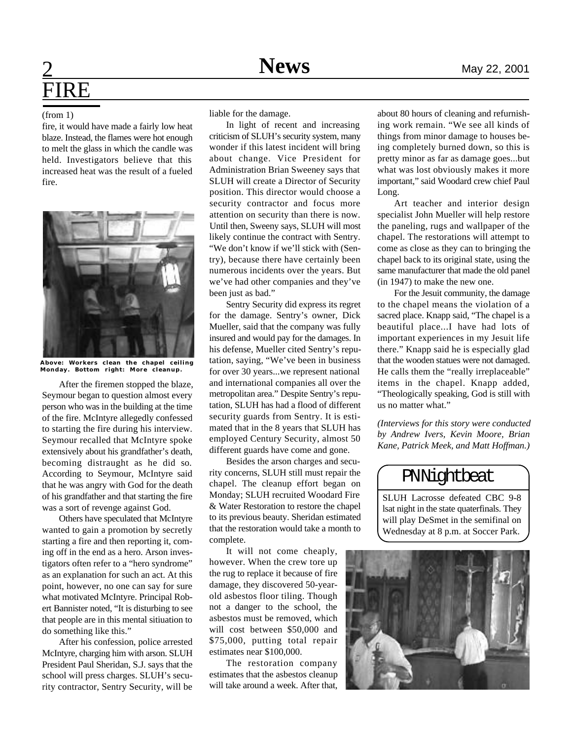# FIRE

(from 1)

fire, it would have made a fairly low heat blaze. Instead, the flames were hot enough to melt the glass in which the candle was held. Investigators believe that this increased heat was the result of a fueled fire.

**Above: Workers clean the chapel ceiling Monday. Bottom right: More cleanup.**

After the firemen stopped the blaze, Seymour began to question almost every person who was in the building at the time of the fire. McIntyre allegedly confessed to starting the fire during his interview. Seymour recalled that McIntyre spoke extensively about his grandfather's death, becoming distraught as he did so. According to Seymour, McIntyre said that he was angry with God for the death of his grandfather and that starting the fire was a sort of revenge against God.

Others have speculated that McIntyre wanted to gain a promotion by secretly starting a fire and then reporting it, coming off in the end as a hero. Arson investigators often refer to a "hero syndrome" as an explanation for such an act. At this point, however, no one can say for sure what motivated McIntyre. Principal Robert Bannister noted, "It is disturbing to see that people are in this mental sitiuation to do something like this."

After his confession, police arrested McIntyre, charging him with arson. SLUH President Paul Sheridan, S.J. says that the school will press charges. SLUH's security contractor, Sentry Security, will be liable for the damage.

In light of recent and increasing criticism of SLUH's security system, many wonder if this latest incident will bring about change. Vice President for Administration Brian Sweeney says that SLUH will create a Director of Security position. This director would choose a security contractor and focus more attention on security than there is now. Until then, Sweeny says, SLUH will most likely continue the contract with Sentry. "We don't know if we'll stick with (Sentry), because there have certainly been numerous incidents over the years. But we've had other companies and they've been just as bad."

Sentry Security did express its regret for the damage. Sentry's owner, Dick Mueller, said that the company was fully insured and would pay for the damages. In his defense, Mueller cited Sentry's reputation, saying, "We've been in business for over 30 years...we represent national and international companies all over the metropolitan area." Despite Sentry's reputation, SLUH has had a flood of different security guards from Sentry. It is estimated that in the 8 years that SLUH has employed Century Security, almost 50 different guards have come and gone.

Besides the arson charges and security concerns, SLUH still must repair the chapel. The cleanup effort began on Monday; SLUH recruited Woodard Fire & Water Restoration to restore the chapel to its previous beauty. Sheridan estimated that the restoration would take a month to complete.

It will not come cheaply, however. When the crew tore up the rug to replace it because of fire damage, they discovered 50-year-old asbestos floor tiling. Though not a danger to the school, the asbestos must be removed, which will cost between $50,000 and $75,000, putting total repair estimates near $100,000.

The restoration company estimates that the asbestos cleanup will take around a week. After that, about 80 hours of cleaning and refurnishing work remain. "We see all kinds of things from minor damage to houses being completely burned down, so this is pretty minor as far as damage goes...but what was lost obviously makes it more important," said Woodard crew chief Paul Long.

Art teacher and interior design specialist John Mueller will help restore the paneling, rugs and wallpaper of the chapel. The restorations will attempt to come as close as they can to bringing the chapel back to its original state, using the same manufacturer that made the old panel (in 1947) to make the new one.

For the Jesuit community, the damage to the chapel means the violation of a sacred place. Knapp said, "The chapel is a beautiful place...I have had lots of important experiences in my Jesuit life there." Knapp said he is especially glad that the wooden statues were not damaged. He calls them the "really irreplaceable" items in the chapel. Knapp added, "Theologically speaking, God is still with us no matter what."

*(Interviews for this story were conducted by Andrew Ivers, Kevin Moore, Brian Kane, Patrick Meek, and Matt Hoffman.)*

## PN Nightbeat

SLUH Lacrosse defeated CBC 9-8 lsat night in the state quaterfinals. They will play DeSmet in the semifinal on Wednesday at 8 p.m. at Soccer Park.